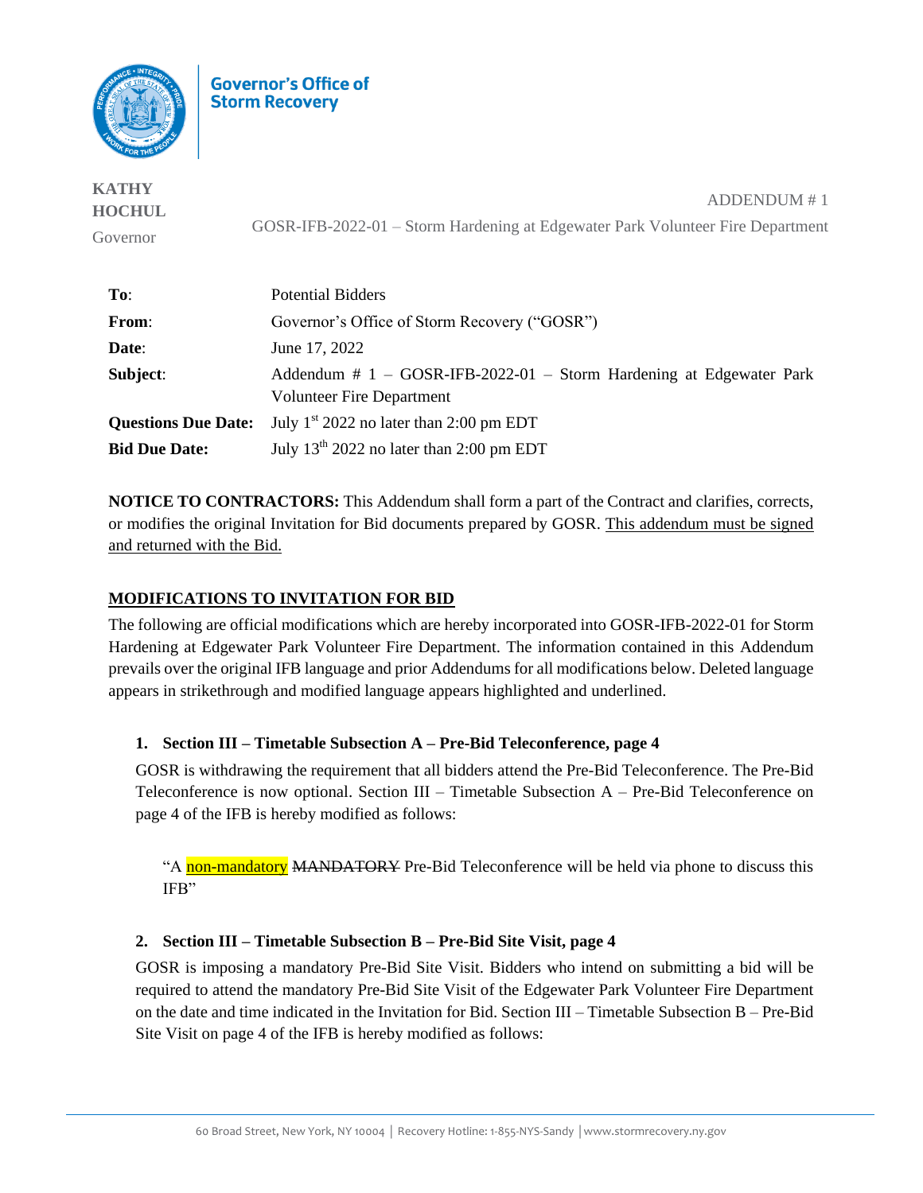**Governor's Office of Storm Recovery**

**KATHY HOCHUL**
Governor

ADDENDUM # 1
GOSR-IFB-2022-01 – Storm Hardening at Edgewater Park Volunteer Fire Department

| | |
|---|---|
| **To**: | Potential Bidders |
| **From**: | Governor's Office of Storm Recovery ("GOSR") |
| **Date**: | June 17, 2022 |
| **Subject**: | Addendum # 1 – GOSR-IFB-2022-01 – Storm Hardening at Edgewater Park Volunteer Fire Department |
| **Questions Due Date:** | July 1st 2022 no later than 2:00 pm EDT |
| **Bid Due Date:** | July 13th 2022 no later than 2:00 pm EDT |

**NOTICE TO CONTRACTORS:** This Addendum shall form a part of the Contract and clarifies, corrects, or modifies the original Invitation for Bid documents prepared by GOSR. <u>This addendum must be signed and returned with the Bid.</u>

## <u>MODIFICATIONS TO INVITATION FOR BID</u>

The following are official modifications which are hereby incorporated into GOSR-IFB-2022-01 for Storm Hardening at Edgewater Park Volunteer Fire Department. The information contained in this Addendum prevails over the original IFB language and prior Addendums for all modifications below. Deleted language appears in strikethrough and modified language appears highlighted and underlined.

### 1. Section III – Timetable Subsection A – Pre-Bid Teleconference, page 4

GOSR is withdrawing the requirement that all bidders attend the Pre-Bid Teleconference. The Pre-Bid Teleconference is now optional. Section III – Timetable Subsection A – Pre-Bid Teleconference on page 4 of the IFB is hereby modified as follows:

> "A <u>non-mandatory</u> ~~MANDATORY~~ Pre-Bid Teleconference will be held via phone to discuss this IFB"

### 2. Section III – Timetable Subsection B – Pre-Bid Site Visit, page 4

GOSR is imposing a mandatory Pre-Bid Site Visit. Bidders who intend on submitting a bid will be required to attend the mandatory Pre-Bid Site Visit of the Edgewater Park Volunteer Fire Department on the date and time indicated in the Invitation for Bid. Section III – Timetable Subsection B – Pre-Bid Site Visit on page 4 of the IFB is hereby modified as follows: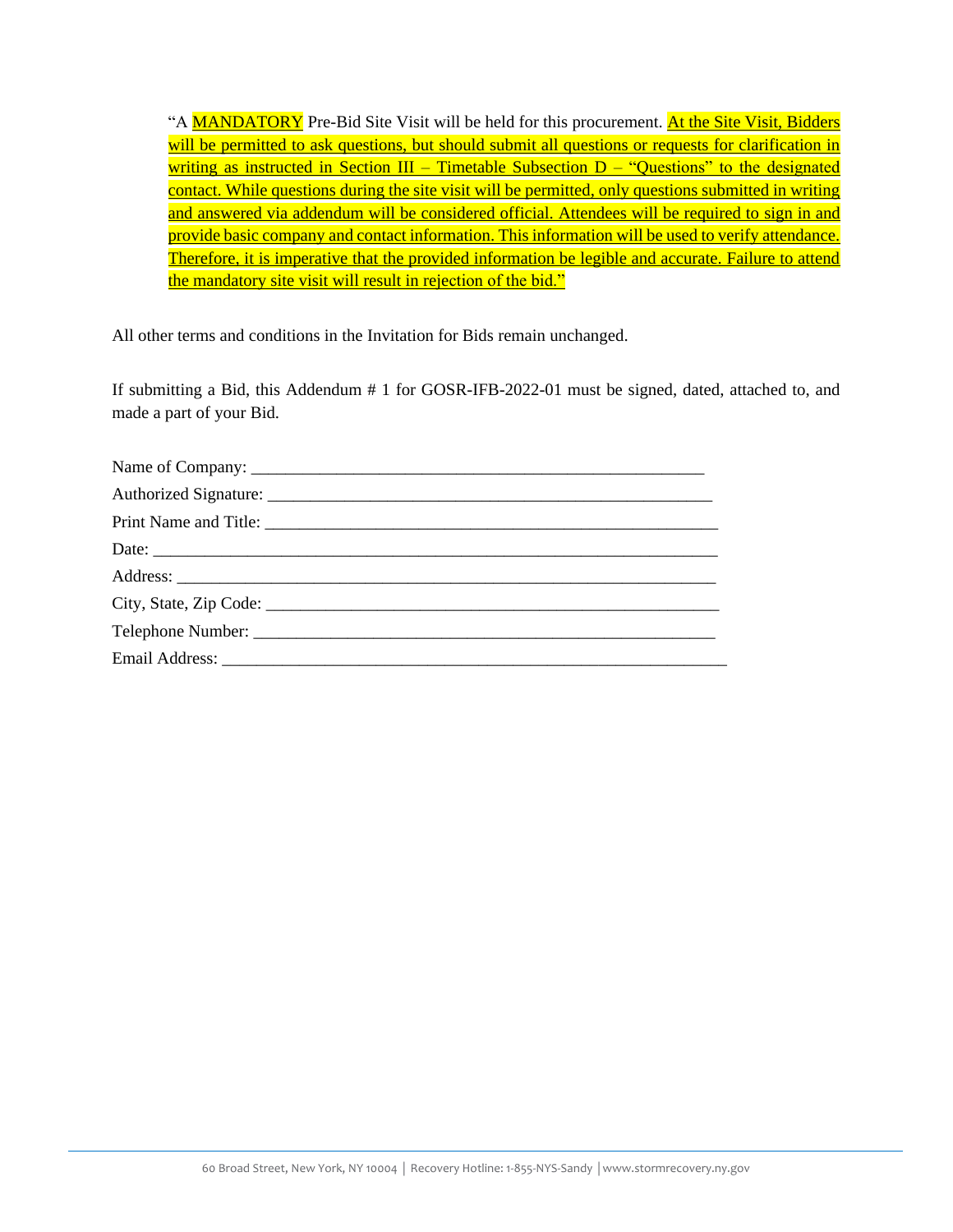> "A MANDATORY Pre-Bid Site Visit will be held for this procurement. At the Site Visit, Bidders will be permitted to ask questions, but should submit all questions or requests for clarification in writing as instructed in Section III – Timetable Subsection D – "Questions" to the designated contact. While questions during the site visit will be permitted, only questions submitted in writing and answered via addendum will be considered official. Attendees will be required to sign in and provide basic company and contact information. This information will be used to verify attendance. Therefore, it is imperative that the provided information be legible and accurate. Failure to attend the mandatory site visit will result in rejection of the bid."

All other terms and conditions in the Invitation for Bids remain unchanged.

If submitting a Bid, this Addendum # 1 for GOSR-IFB-2022-01 must be signed, dated, attached to, and made a part of your Bid.

Name of Company: _______________________________________________________

Authorized Signature: ____________________________________________________

Print Name and Title: _____________________________________________________

Date: ________________________________________________________________

Address: ______________________________________________________________

City, State, Zip Code: ____________________________________________________

Telephone Number: ______________________________________________________

Email Address: _________________________________________________________